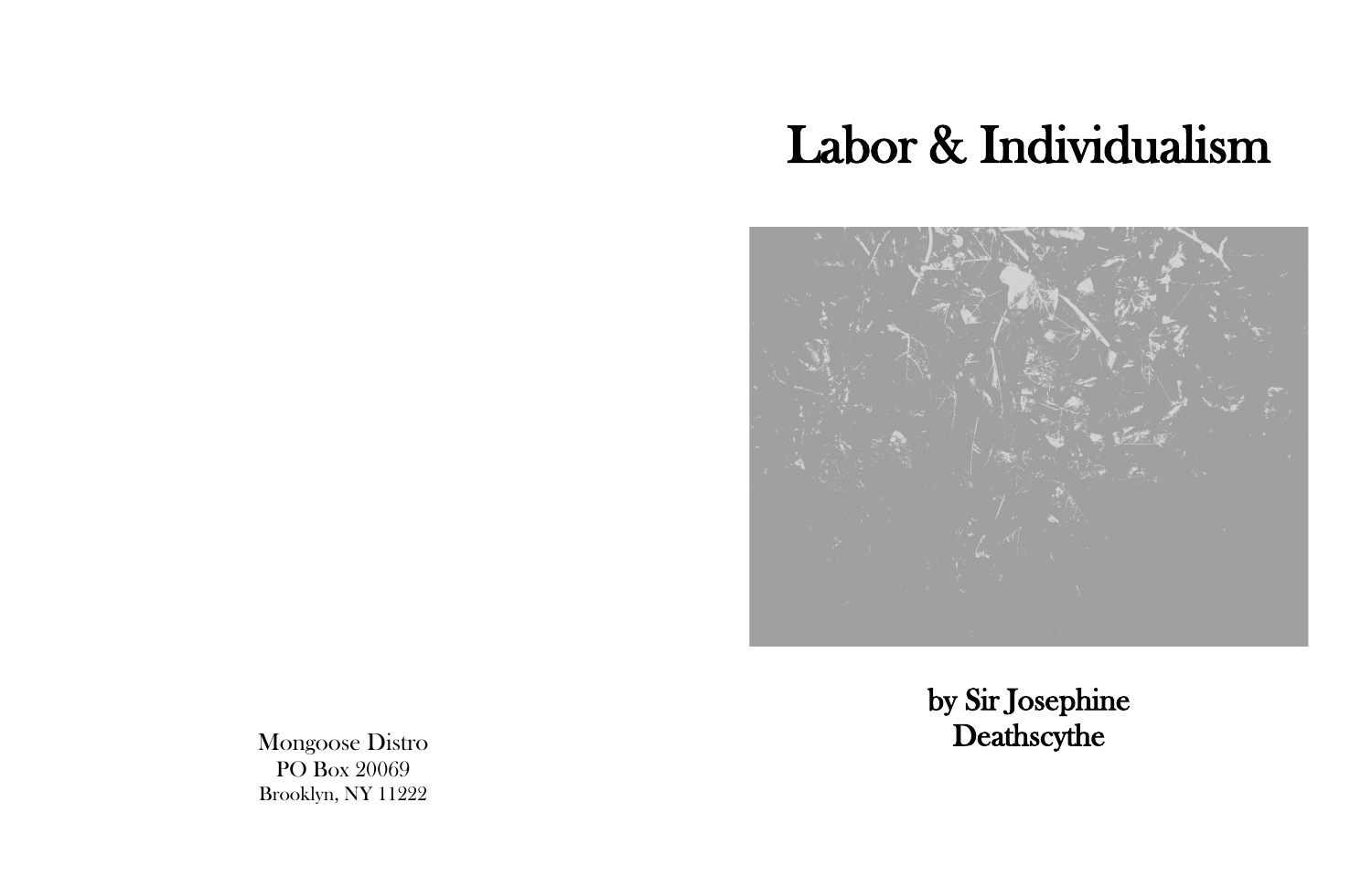Mongoose Distro
PO Box 20069
Brooklyn, NY 11222

# Labor & Individualism

**by Sir Josephine Deathscythe**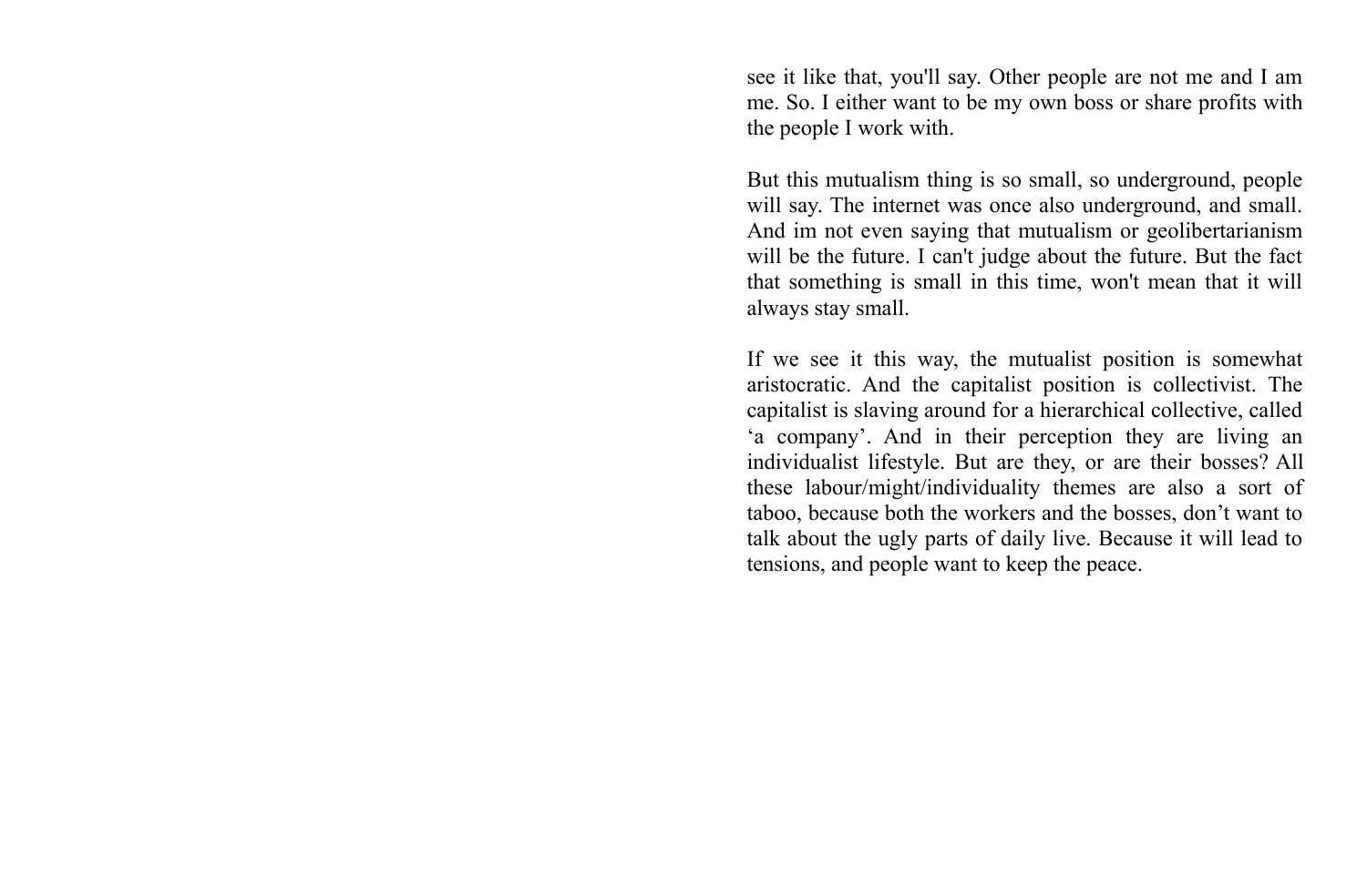see it like that, you'll say. Other people are not me and I am me. So. I either want to be my own boss or share profits with the people I work with.

But this mutualism thing is so small, so underground, people will say. The internet was once also underground, and small. And im not even saying that mutualism or geolibertarianism will be the future. I can't judge about the future. But the fact that something is small in this time, won't mean that it will always stay small.

If we see it this way, the mutualist position is somewhat aristocratic. And the capitalist position is collectivist. The capitalist is slaving around for a hierarchical collective, called 'a company'. And in their perception they are living an individualist lifestyle. But are they, or are their bosses? All these labour/might/individuality themes are also a sort of taboo, because both the workers and the bosses, don't want to talk about the ugly parts of daily live. Because it will lead to tensions, and people want to keep the peace.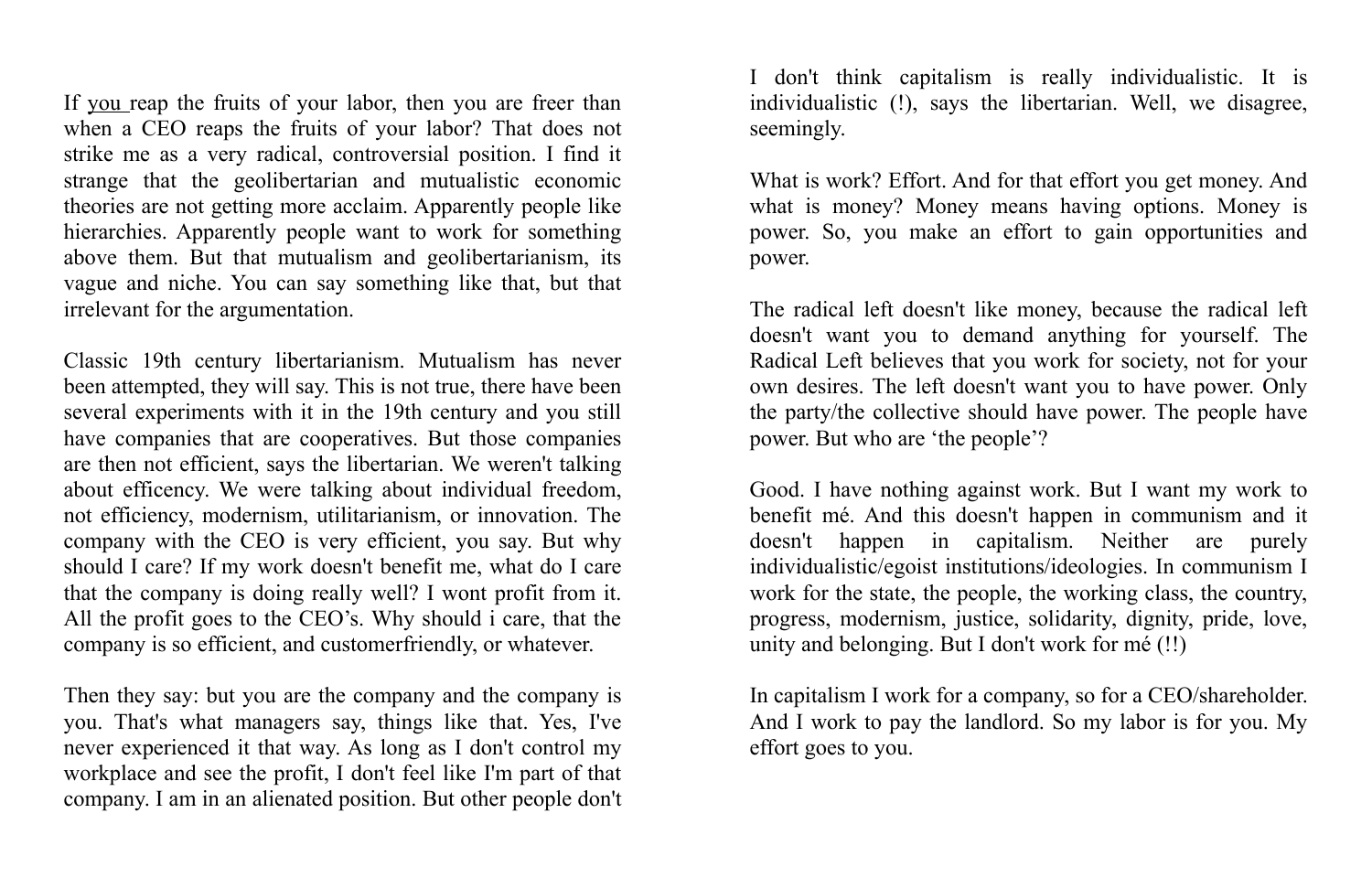If you reap the fruits of your labor, then you are freer than when a CEO reaps the fruits of your labor? That does not strike me as a very radical, controversial position. I find it strange that the geolibertarian and mutualistic economic theories are not getting more acclaim. Apparently people like hierarchies. Apparently people want to work for something above them. But that mutualism and geolibertarianism, its vague and niche. You can say something like that, but that irrelevant for the argumentation.

Classic 19th century libertarianism. Mutualism has never been attempted, they will say. This is not true, there have been several experiments with it in the 19th century and you still have companies that are cooperatives. But those companies are then not efficient, says the libertarian. We weren't talking about efficency. We were talking about individual freedom, not efficiency, modernism, utilitarianism, or innovation. The company with the CEO is very efficient, you say. But why should I care? If my work doesn't benefit me, what do I care that the company is doing really well? I wont profit from it. All the profit goes to the CEO's. Why should i care, that the company is so efficient, and customerfriendly, or whatever.

Then they say: but you are the company and the company is you. That's what managers say, things like that. Yes, I've never experienced it that way. As long as I don't control my workplace and see the profit, I don't feel like I'm part of that company. I am in an alienated position. But other people don't

I don't think capitalism is really individualistic. It is individualistic (!), says the libertarian. Well, we disagree, seemingly.

What is work? Effort. And for that effort you get money. And what is money? Money means having options. Money is power. So, you make an effort to gain opportunities and power.

The radical left doesn't like money, because the radical left doesn't want you to demand anything for yourself. The Radical Left believes that you work for society, not for your own desires. The left doesn't want you to have power. Only the party/the collective should have power. The people have power. But who are 'the people'?

Good. I have nothing against work. But I want my work to benefit mé. And this doesn't happen in communism and it doesn't happen in capitalism. Neither are purely individualistic/egoist institutions/ideologies. In communism I work for the state, the people, the working class, the country, progress, modernism, justice, solidarity, dignity, pride, love, unity and belonging. But I don't work for mé (!!)

In capitalism I work for a company, so for a CEO/shareholder. And I work to pay the landlord. So my labor is for you. My effort goes to you.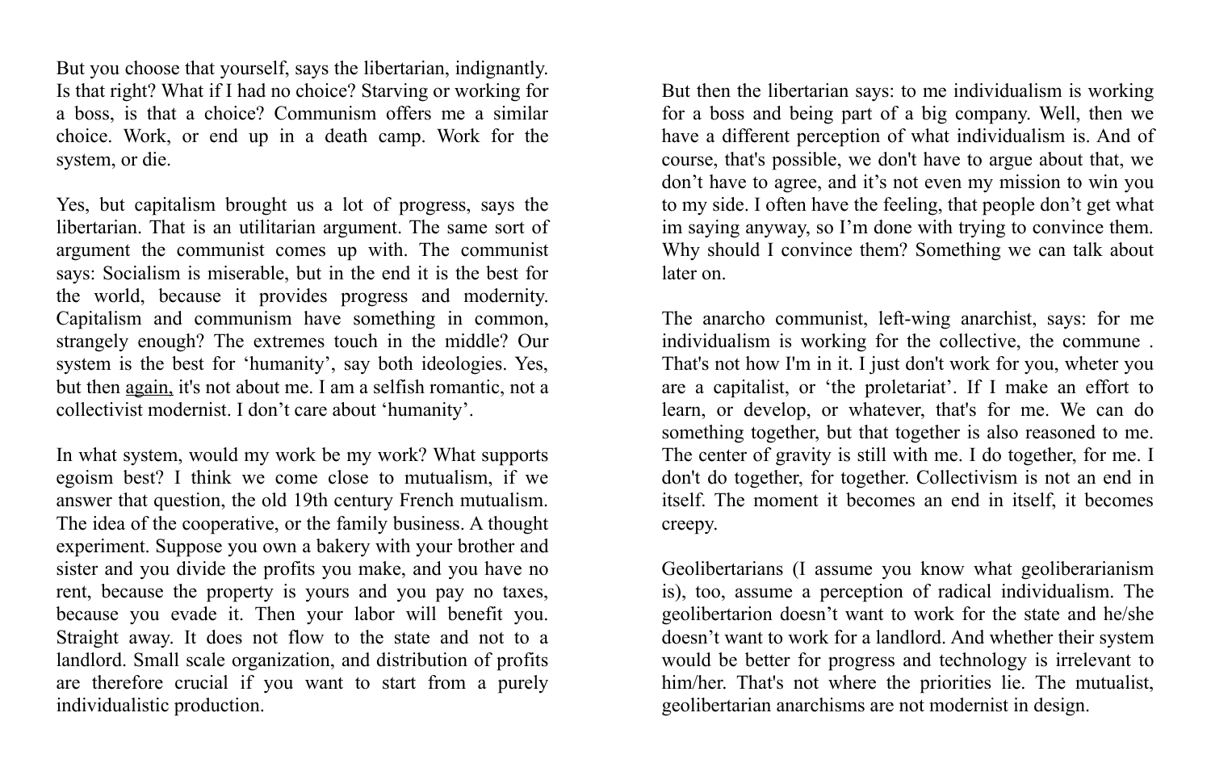But you choose that yourself, says the libertarian, indignantly. Is that right? What if I had no choice? Starving or working for a boss, is that a choice? Communism offers me a similar choice. Work, or end up in a death camp. Work for the system, or die.

Yes, but capitalism brought us a lot of progress, says the libertarian. That is an utilitarian argument. The same sort of argument the communist comes up with. The communist says: Socialism is miserable, but in the end it is the best for the world, because it provides progress and modernity. Capitalism and communism have something in common, strangely enough? The extremes touch in the middle? Our system is the best for 'humanity', say both ideologies. Yes, but then again, it's not about me. I am a selfish romantic, not a collectivist modernist. I don't care about 'humanity'.

In what system, would my work be my work? What supports egoism best? I think we come close to mutualism, if we answer that question, the old 19th century French mutualism. The idea of the cooperative, or the family business. A thought experiment. Suppose you own a bakery with your brother and sister and you divide the profits you make, and you have no rent, because the property is yours and you pay no taxes, because you evade it. Then your labor will benefit you. Straight away. It does not flow to the state and not to a landlord. Small scale organization, and distribution of profits are therefore crucial if you want to start from a purely individualistic production.

But then the libertarian says: to me individualism is working for a boss and being part of a big company. Well, then we have a different perception of what individualism is. And of course, that's possible, we don't have to argue about that, we don't have to agree, and it's not even my mission to win you to my side. I often have the feeling, that people don't get what im saying anyway, so I'm done with trying to convince them. Why should I convince them? Something we can talk about later on.

The anarcho communist, left-wing anarchist, says: for me individualism is working for the collective, the commune . That's not how I'm in it. I just don't work for you, wheter you are a capitalist, or 'the proletariat'. If I make an effort to learn, or develop, or whatever, that's for me. We can do something together, but that together is also reasoned to me. The center of gravity is still with me. I do together, for me. I don't do together, for together. Collectivism is not an end in itself. The moment it becomes an end in itself, it becomes creepy.

Geolibertarians (I assume you know what geoliberarianism is), too, assume a perception of radical individualism. The geolibertarion doesn't want to work for the state and he/she doesn't want to work for a landlord. And whether their system would be better for progress and technology is irrelevant to him/her. That's not where the priorities lie. The mutualist, geolibertarian anarchisms are not modernist in design.